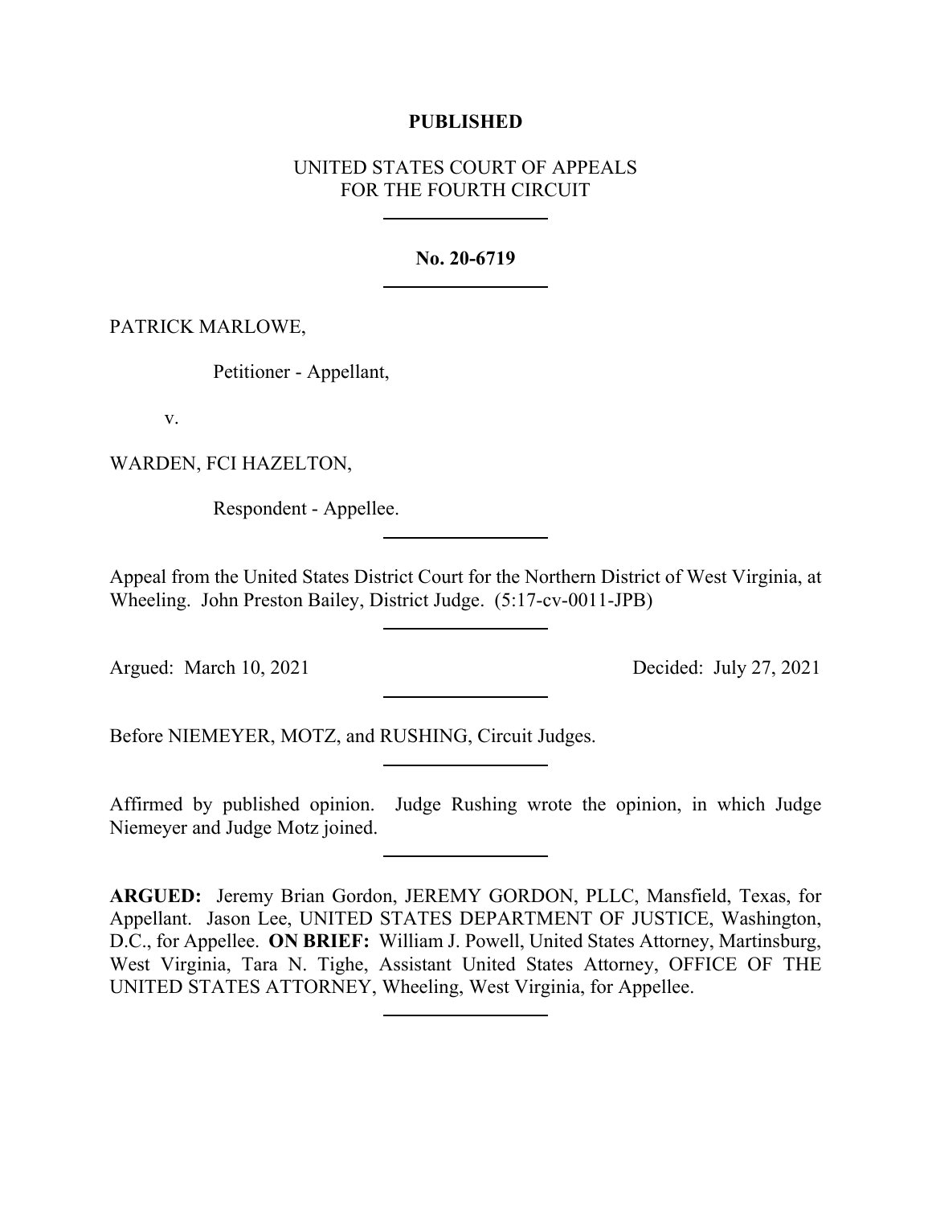**PUBLISHED**

UNITED STATES COURT OF APPEALS
FOR THE FOURTH CIRCUIT

---

**No. 20-6719**

---

PATRICK MARLOWE,

Petitioner - Appellant,

v.

WARDEN, FCI HAZELTON,

Respondent - Appellee.

---

Appeal from the United States District Court for the Northern District of West Virginia, at Wheeling. John Preston Bailey, District Judge. (5:17-cv-0011-JPB)

---

Argued: March 10, 2021 Decided: July 27, 2021

---

Before NIEMEYER, MOTZ, and RUSHING, Circuit Judges.

---

Affirmed by published opinion. Judge Rushing wrote the opinion, in which Judge Niemeyer and Judge Motz joined.

---

**ARGUED:** Jeremy Brian Gordon, JEREMY GORDON, PLLC, Mansfield, Texas, for Appellant. Jason Lee, UNITED STATES DEPARTMENT OF JUSTICE, Washington, D.C., for Appellee. **ON BRIEF:** William J. Powell, United States Attorney, Martinsburg, West Virginia, Tara N. Tighe, Assistant United States Attorney, OFFICE OF THE UNITED STATES ATTORNEY, Wheeling, West Virginia, for Appellee.

---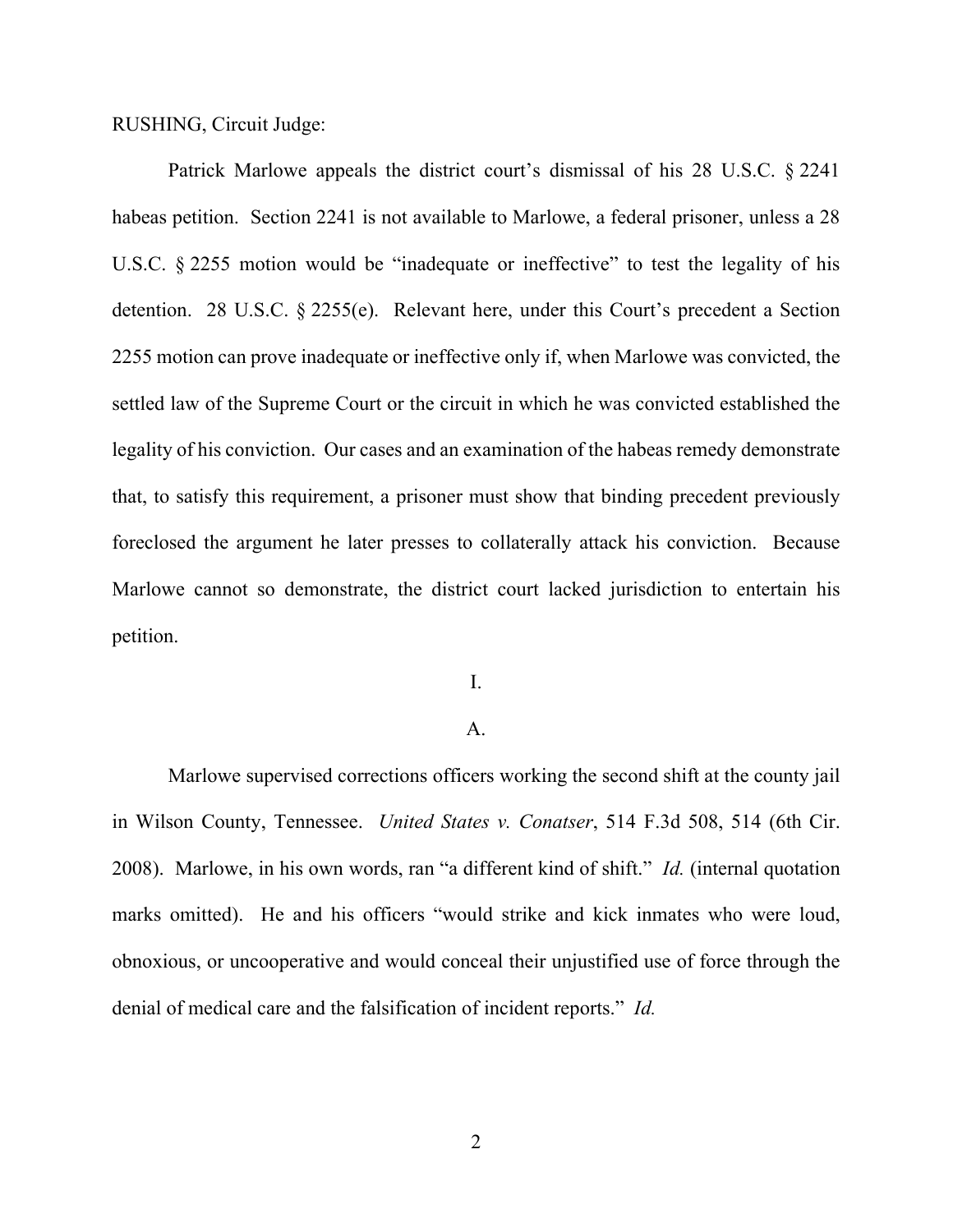RUSHING, Circuit Judge:

Patrick Marlowe appeals the district court's dismissal of his 28 U.S.C. § 2241 habeas petition. Section 2241 is not available to Marlowe, a federal prisoner, unless a 28 U.S.C. § 2255 motion would be "inadequate or ineffective" to test the legality of his detention. 28 U.S.C. § 2255(e). Relevant here, under this Court's precedent a Section 2255 motion can prove inadequate or ineffective only if, when Marlowe was convicted, the settled law of the Supreme Court or the circuit in which he was convicted established the legality of his conviction. Our cases and an examination of the habeas remedy demonstrate that, to satisfy this requirement, a prisoner must show that binding precedent previously foreclosed the argument he later presses to collaterally attack his conviction. Because Marlowe cannot so demonstrate, the district court lacked jurisdiction to entertain his petition.

I.

A.

Marlowe supervised corrections officers working the second shift at the county jail in Wilson County, Tennessee. *United States v. Conatser*, 514 F.3d 508, 514 (6th Cir. 2008). Marlowe, in his own words, ran "a different kind of shift." *Id.* (internal quotation marks omitted). He and his officers "would strike and kick inmates who were loud, obnoxious, or uncooperative and would conceal their unjustified use of force through the denial of medical care and the falsification of incident reports." *Id.*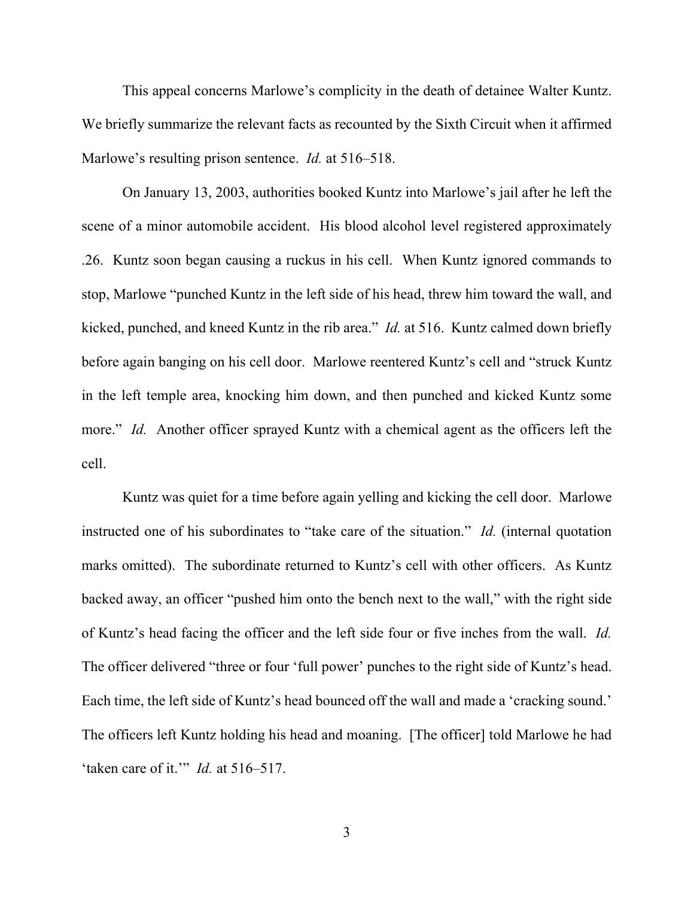This appeal concerns Marlowe's complicity in the death of detainee Walter Kuntz. We briefly summarize the relevant facts as recounted by the Sixth Circuit when it affirmed Marlowe's resulting prison sentence. *Id.* at 516–518.

On January 13, 2003, authorities booked Kuntz into Marlowe's jail after he left the scene of a minor automobile accident. His blood alcohol level registered approximately .26. Kuntz soon began causing a ruckus in his cell. When Kuntz ignored commands to stop, Marlowe "punched Kuntz in the left side of his head, threw him toward the wall, and kicked, punched, and kneed Kuntz in the rib area." *Id.* at 516. Kuntz calmed down briefly before again banging on his cell door. Marlowe reentered Kuntz's cell and "struck Kuntz in the left temple area, knocking him down, and then punched and kicked Kuntz some more." *Id.* Another officer sprayed Kuntz with a chemical agent as the officers left the cell.

Kuntz was quiet for a time before again yelling and kicking the cell door. Marlowe instructed one of his subordinates to "take care of the situation." *Id.* (internal quotation marks omitted). The subordinate returned to Kuntz's cell with other officers. As Kuntz backed away, an officer "pushed him onto the bench next to the wall," with the right side of Kuntz's head facing the officer and the left side four or five inches from the wall. *Id.* The officer delivered "three or four 'full power' punches to the right side of Kuntz's head. Each time, the left side of Kuntz's head bounced off the wall and made a 'cracking sound.' The officers left Kuntz holding his head and moaning. [The officer] told Marlowe he had 'taken care of it.'" *Id.* at 516–517.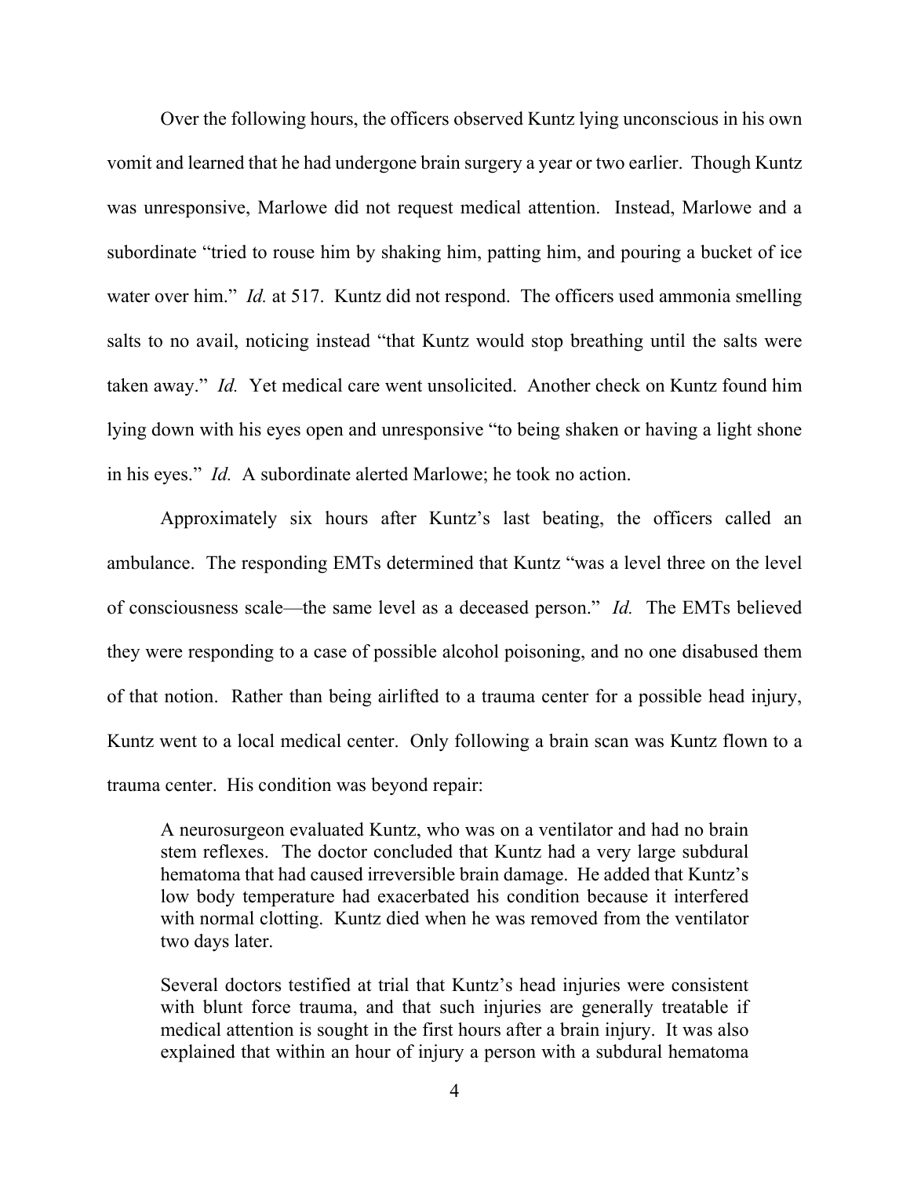Over the following hours, the officers observed Kuntz lying unconscious in his own vomit and learned that he had undergone brain surgery a year or two earlier. Though Kuntz was unresponsive, Marlowe did not request medical attention. Instead, Marlowe and a subordinate "tried to rouse him by shaking him, patting him, and pouring a bucket of ice water over him." *Id.* at 517. Kuntz did not respond. The officers used ammonia smelling salts to no avail, noticing instead "that Kuntz would stop breathing until the salts were taken away." *Id.* Yet medical care went unsolicited. Another check on Kuntz found him lying down with his eyes open and unresponsive "to being shaken or having a light shone in his eyes." *Id.* A subordinate alerted Marlowe; he took no action.

Approximately six hours after Kuntz's last beating, the officers called an ambulance. The responding EMTs determined that Kuntz "was a level three on the level of consciousness scale—the same level as a deceased person." *Id.* The EMTs believed they were responding to a case of possible alcohol poisoning, and no one disabused them of that notion. Rather than being airlifted to a trauma center for a possible head injury, Kuntz went to a local medical center. Only following a brain scan was Kuntz flown to a trauma center. His condition was beyond repair:

> A neurosurgeon evaluated Kuntz, who was on a ventilator and had no brain stem reflexes. The doctor concluded that Kuntz had a very large subdural hematoma that had caused irreversible brain damage. He added that Kuntz's low body temperature had exacerbated his condition because it interfered with normal clotting. Kuntz died when he was removed from the ventilator two days later.
>
> Several doctors testified at trial that Kuntz's head injuries were consistent with blunt force trauma, and that such injuries are generally treatable if medical attention is sought in the first hours after a brain injury. It was also explained that within an hour of injury a person with a subdural hematoma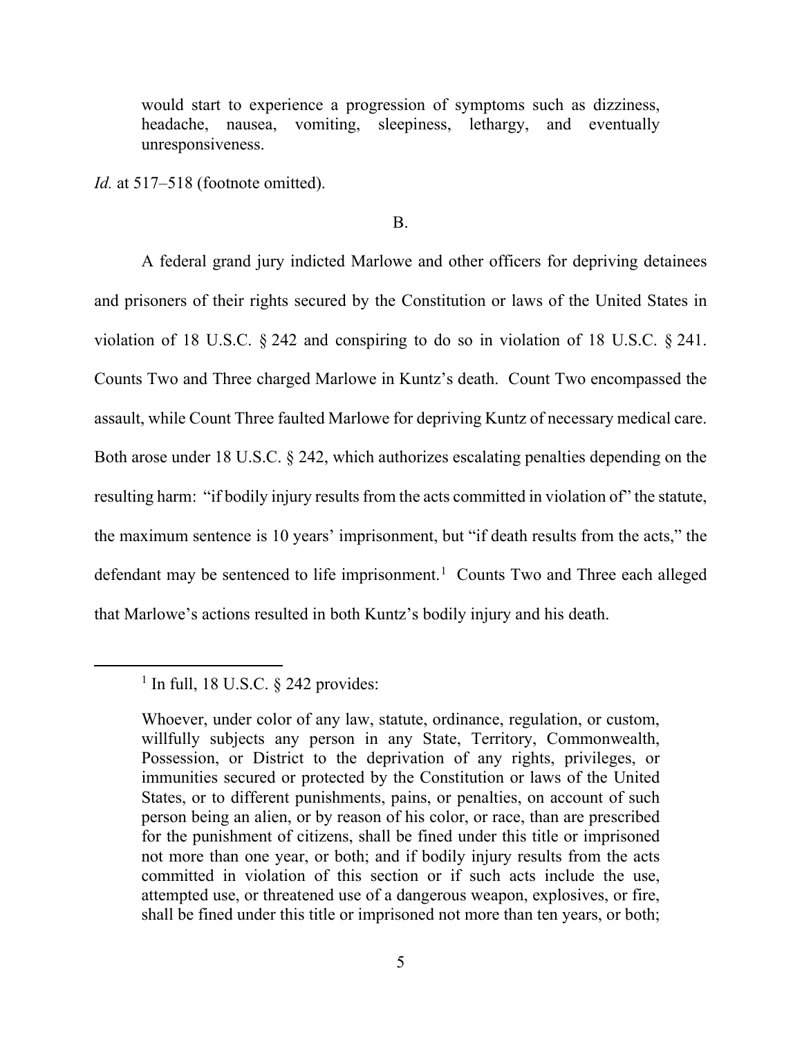> would start to experience a progression of symptoms such as dizziness, headache, nausea, vomiting, sleepiness, lethargy, and eventually unresponsiveness.

*Id.* at 517–518 (footnote omitted).

B.

A federal grand jury indicted Marlowe and other officers for depriving detainees and prisoners of their rights secured by the Constitution or laws of the United States in violation of 18 U.S.C. § 242 and conspiring to do so in violation of 18 U.S.C. § 241. Counts Two and Three charged Marlowe in Kuntz's death. Count Two encompassed the assault, while Count Three faulted Marlowe for depriving Kuntz of necessary medical care. Both arose under 18 U.S.C. § 242, which authorizes escalating penalties depending on the resulting harm: "if bodily injury results from the acts committed in violation of" the statute, the maximum sentence is 10 years' imprisonment, but "if death results from the acts," the defendant may be sentenced to life imprisonment.[1] Counts Two and Three each alleged that Marlowe's actions resulted in both Kuntz's bodily injury and his death.

---

[1] In full, 18 U.S.C. § 242 provides:

> Whoever, under color of any law, statute, ordinance, regulation, or custom, willfully subjects any person in any State, Territory, Commonwealth, Possession, or District to the deprivation of any rights, privileges, or immunities secured or protected by the Constitution or laws of the United States, or to different punishments, pains, or penalties, on account of such person being an alien, or by reason of his color, or race, than are prescribed for the punishment of citizens, shall be fined under this title or imprisoned not more than one year, or both; and if bodily injury results from the acts committed in violation of this section or if such acts include the use, attempted use, or threatened use of a dangerous weapon, explosives, or fire, shall be fined under this title or imprisoned not more than ten years, or both;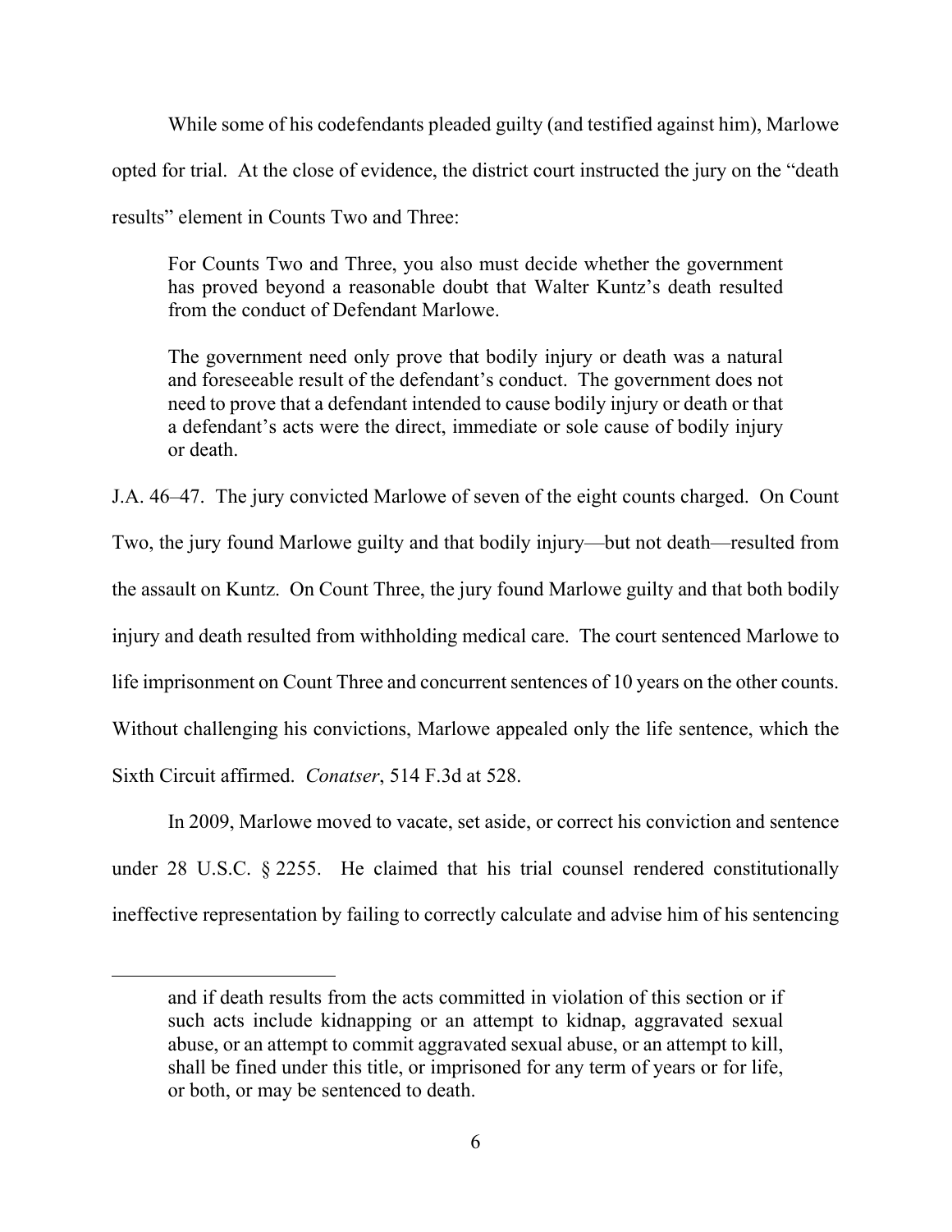While some of his codefendants pleaded guilty (and testified against him), Marlowe opted for trial. At the close of evidence, the district court instructed the jury on the "death results" element in Counts Two and Three:

> For Counts Two and Three, you also must decide whether the government has proved beyond a reasonable doubt that Walter Kuntz's death resulted from the conduct of Defendant Marlowe.
>
> The government need only prove that bodily injury or death was a natural and foreseeable result of the defendant's conduct. The government does not need to prove that a defendant intended to cause bodily injury or death or that a defendant's acts were the direct, immediate or sole cause of bodily injury or death.

J.A. 46–47. The jury convicted Marlowe of seven of the eight counts charged. On Count Two, the jury found Marlowe guilty and that bodily injury—but not death—resulted from the assault on Kuntz. On Count Three, the jury found Marlowe guilty and that both bodily injury and death resulted from withholding medical care. The court sentenced Marlowe to life imprisonment on Count Three and concurrent sentences of 10 years on the other counts. Without challenging his convictions, Marlowe appealed only the life sentence, which the Sixth Circuit affirmed. *Conatser*, 514 F.3d at 528.

In 2009, Marlowe moved to vacate, set aside, or correct his conviction and sentence under 28 U.S.C. § 2255. He claimed that his trial counsel rendered constitutionally ineffective representation by failing to correctly calculate and advise him of his sentencing

---

> and if death results from the acts committed in violation of this section or if such acts include kidnapping or an attempt to kidnap, aggravated sexual abuse, or an attempt to commit aggravated sexual abuse, or an attempt to kill, shall be fined under this title, or imprisoned for any term of years or for life, or both, or may be sentenced to death.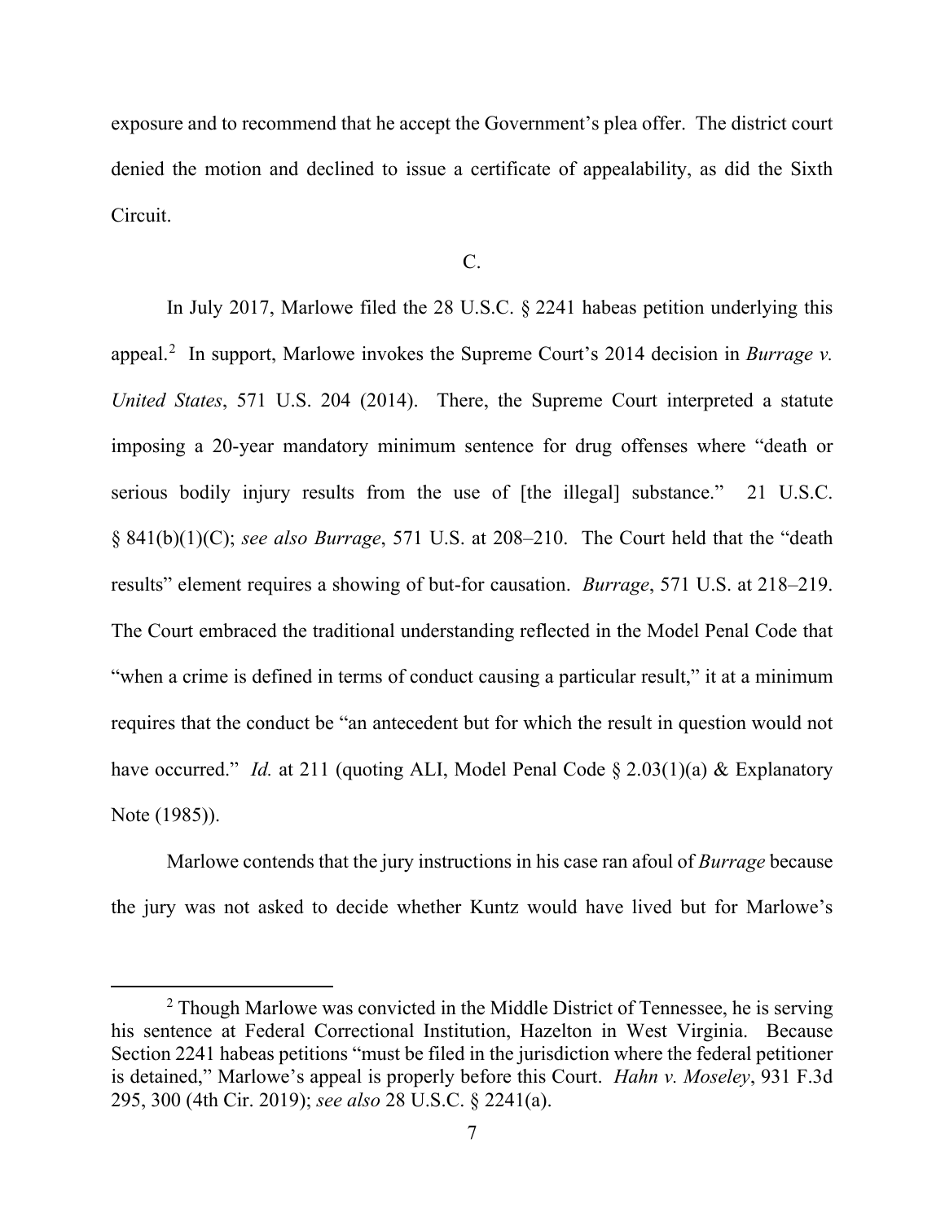exposure and to recommend that he accept the Government's plea offer. The district court denied the motion and declined to issue a certificate of appealability, as did the Sixth Circuit.

C.

In July 2017, Marlowe filed the 28 U.S.C. § 2241 habeas petition underlying this appeal.[2] In support, Marlowe invokes the Supreme Court's 2014 decision in *Burrage v. United States*, 571 U.S. 204 (2014). There, the Supreme Court interpreted a statute imposing a 20-year mandatory minimum sentence for drug offenses where "death or serious bodily injury results from the use of [the illegal] substance." 21 U.S.C. § 841(b)(1)(C); *see also Burrage*, 571 U.S. at 208–210. The Court held that the "death results" element requires a showing of but-for causation. *Burrage*, 571 U.S. at 218–219. The Court embraced the traditional understanding reflected in the Model Penal Code that "when a crime is defined in terms of conduct causing a particular result," it at a minimum requires that the conduct be "an antecedent but for which the result in question would not have occurred." *Id.* at 211 (quoting ALI, Model Penal Code § 2.03(1)(a) & Explanatory Note (1985)).

Marlowe contends that the jury instructions in his case ran afoul of *Burrage* because the jury was not asked to decide whether Kuntz would have lived but for Marlowe's

[2] Though Marlowe was convicted in the Middle District of Tennessee, he is serving his sentence at Federal Correctional Institution, Hazelton in West Virginia. Because Section 2241 habeas petitions "must be filed in the jurisdiction where the federal petitioner is detained," Marlowe's appeal is properly before this Court. *Hahn v. Moseley*, 931 F.3d 295, 300 (4th Cir. 2019); *see also* 28 U.S.C. § 2241(a).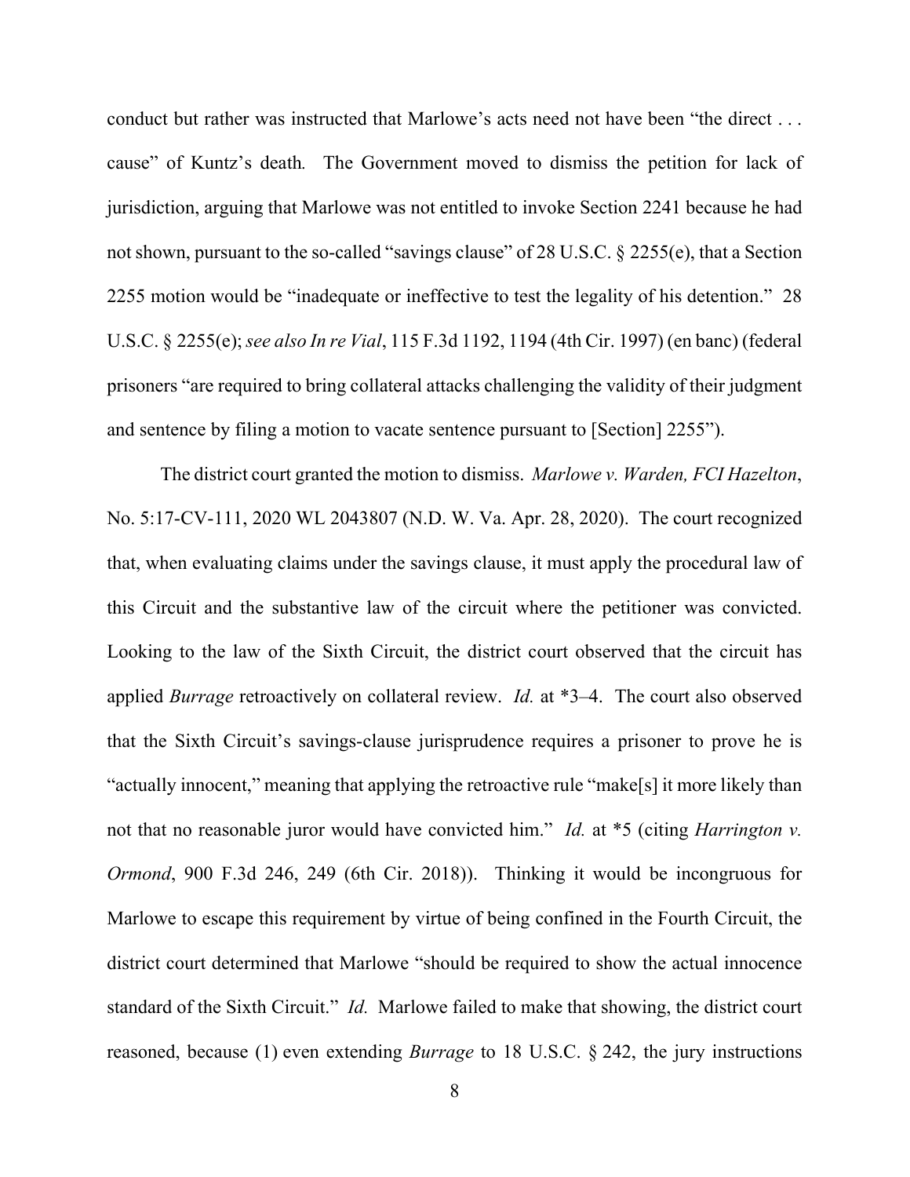conduct but rather was instructed that Marlowe's acts need not have been "the direct . . . cause" of Kuntz's death. The Government moved to dismiss the petition for lack of jurisdiction, arguing that Marlowe was not entitled to invoke Section 2241 because he had not shown, pursuant to the so-called "savings clause" of 28 U.S.C. § 2255(e), that a Section 2255 motion would be "inadequate or ineffective to test the legality of his detention." 28 U.S.C. § 2255(e); *see also In re Vial*, 115 F.3d 1192, 1194 (4th Cir. 1997) (en banc) (federal prisoners "are required to bring collateral attacks challenging the validity of their judgment and sentence by filing a motion to vacate sentence pursuant to [Section] 2255").

The district court granted the motion to dismiss. *Marlowe v. Warden, FCI Hazelton*, No. 5:17-CV-111, 2020 WL 2043807 (N.D. W. Va. Apr. 28, 2020). The court recognized that, when evaluating claims under the savings clause, it must apply the procedural law of this Circuit and the substantive law of the circuit where the petitioner was convicted. Looking to the law of the Sixth Circuit, the district court observed that the circuit has applied *Burrage* retroactively on collateral review. *Id.* at *3–4. The court also observed that the Sixth Circuit's savings-clause jurisprudence requires a prisoner to prove he is "actually innocent," meaning that applying the retroactive rule "make[s] it more likely than not that no reasonable juror would have convicted him." *Id.* at *5 (citing *Harrington v. Ormond*, 900 F.3d 246, 249 (6th Cir. 2018)). Thinking it would be incongruous for Marlowe to escape this requirement by virtue of being confined in the Fourth Circuit, the district court determined that Marlowe "should be required to show the actual innocence standard of the Sixth Circuit." *Id.* Marlowe failed to make that showing, the district court reasoned, because (1) even extending *Burrage* to 18 U.S.C. § 242, the jury instructions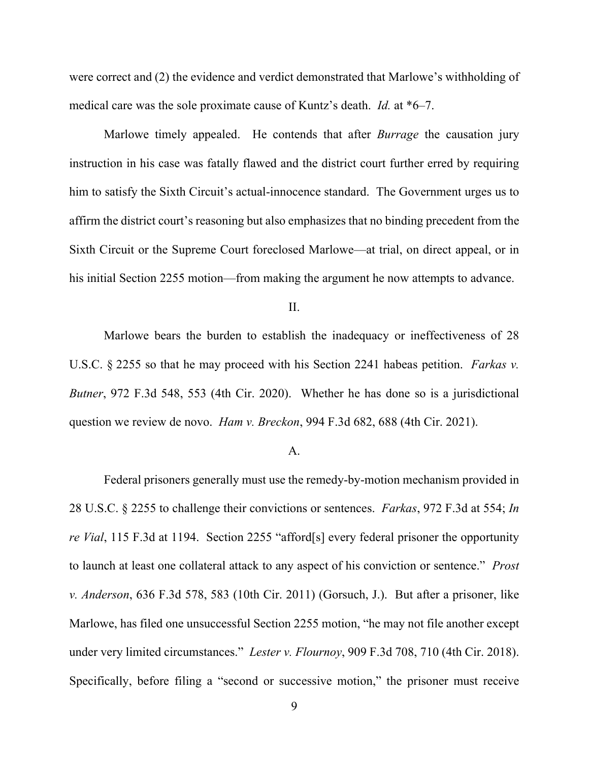were correct and (2) the evidence and verdict demonstrated that Marlowe's withholding of medical care was the sole proximate cause of Kuntz's death. *Id.* at *6–7.

Marlowe timely appealed. He contends that after *Burrage* the causation jury instruction in his case was fatally flawed and the district court further erred by requiring him to satisfy the Sixth Circuit's actual-innocence standard. The Government urges us to affirm the district court's reasoning but also emphasizes that no binding precedent from the Sixth Circuit or the Supreme Court foreclosed Marlowe—at trial, on direct appeal, or in his initial Section 2255 motion—from making the argument he now attempts to advance.

## II.

Marlowe bears the burden to establish the inadequacy or ineffectiveness of 28 U.S.C. § 2255 so that he may proceed with his Section 2241 habeas petition. *Farkas v. Butner*, 972 F.3d 548, 553 (4th Cir. 2020). Whether he has done so is a jurisdictional question we review de novo. *Ham v. Breckon*, 994 F.3d 682, 688 (4th Cir. 2021).

### A.

Federal prisoners generally must use the remedy-by-motion mechanism provided in 28 U.S.C. § 2255 to challenge their convictions or sentences. *Farkas*, 972 F.3d at 554; *In re Vial*, 115 F.3d at 1194. Section 2255 "afford[s] every federal prisoner the opportunity to launch at least one collateral attack to any aspect of his conviction or sentence." *Prost v. Anderson*, 636 F.3d 578, 583 (10th Cir. 2011) (Gorsuch, J.). But after a prisoner, like Marlowe, has filed one unsuccessful Section 2255 motion, "he may not file another except under very limited circumstances." *Lester v. Flournoy*, 909 F.3d 708, 710 (4th Cir. 2018). Specifically, before filing a "second or successive motion," the prisoner must receive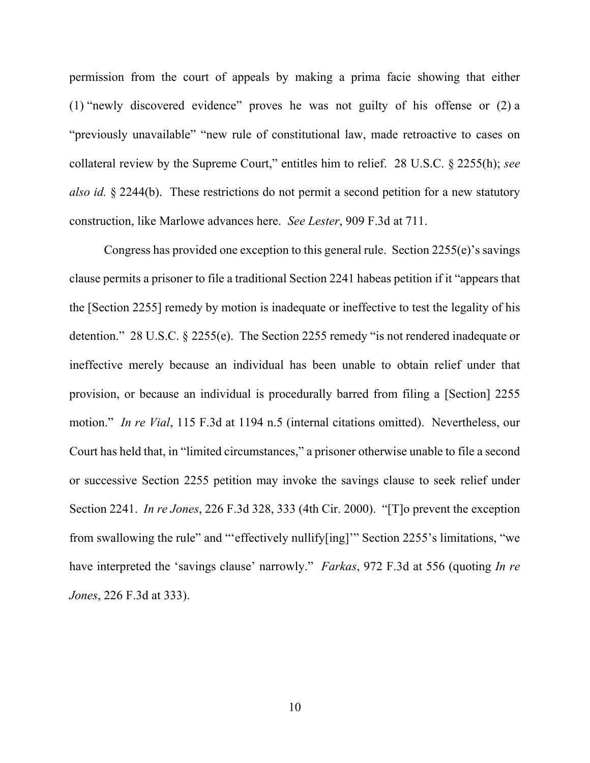permission from the court of appeals by making a prima facie showing that either (1) "newly discovered evidence" proves he was not guilty of his offense or (2) a "previously unavailable" "new rule of constitutional law, made retroactive to cases on collateral review by the Supreme Court," entitles him to relief. 28 U.S.C. § 2255(h); *see also id.* § 2244(b). These restrictions do not permit a second petition for a new statutory construction, like Marlowe advances here. *See Lester*, 909 F.3d at 711.

Congress has provided one exception to this general rule. Section 2255(e)'s savings clause permits a prisoner to file a traditional Section 2241 habeas petition if it "appears that the [Section 2255] remedy by motion is inadequate or ineffective to test the legality of his detention." 28 U.S.C. § 2255(e). The Section 2255 remedy "is not rendered inadequate or ineffective merely because an individual has been unable to obtain relief under that provision, or because an individual is procedurally barred from filing a [Section] 2255 motion." *In re Vial*, 115 F.3d at 1194 n.5 (internal citations omitted). Nevertheless, our Court has held that, in "limited circumstances," a prisoner otherwise unable to file a second or successive Section 2255 petition may invoke the savings clause to seek relief under Section 2241. *In re Jones*, 226 F.3d 328, 333 (4th Cir. 2000). "[T]o prevent the exception from swallowing the rule" and "'effectively nullify[ing]'" Section 2255's limitations, "we have interpreted the 'savings clause' narrowly." *Farkas*, 972 F.3d at 556 (quoting *In re Jones*, 226 F.3d at 333).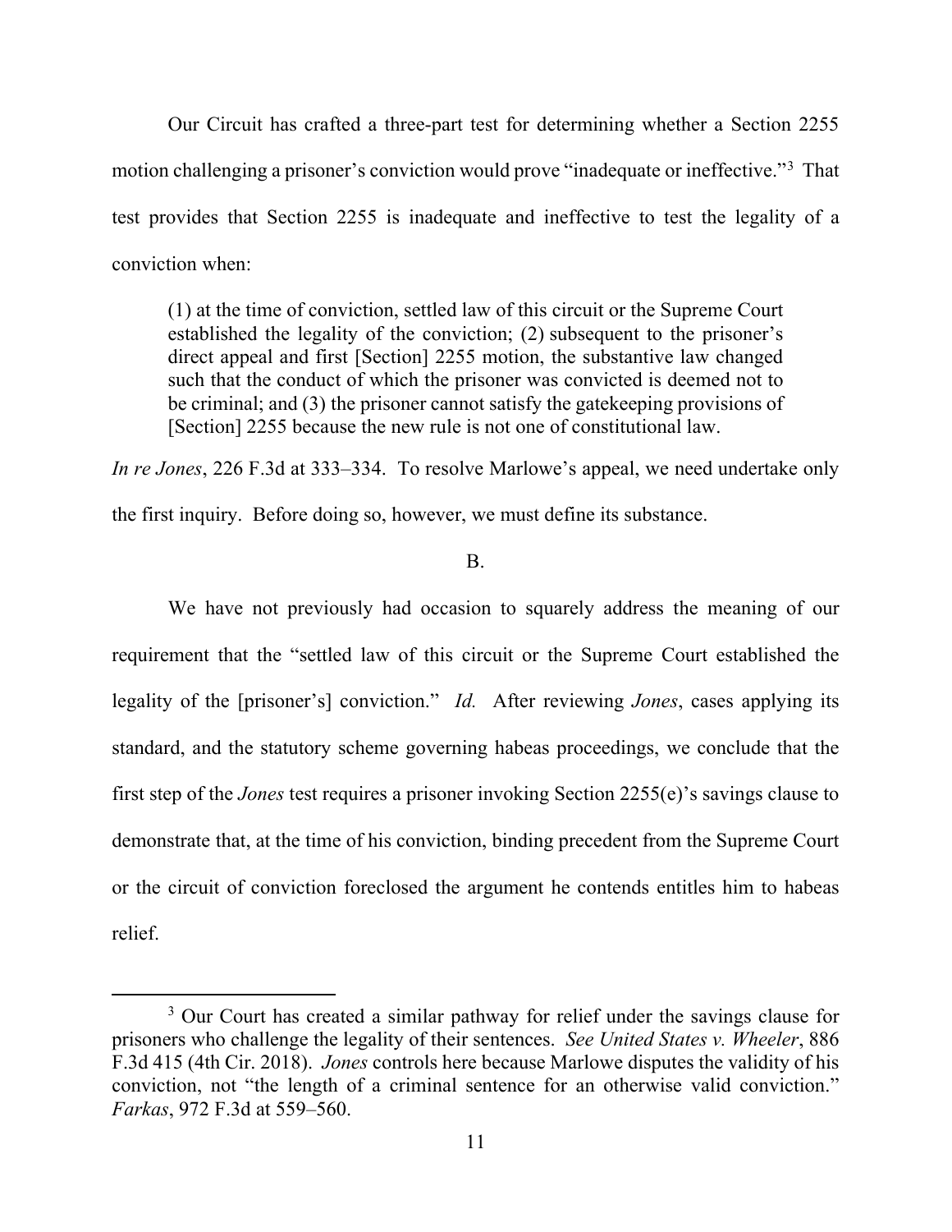Our Circuit has crafted a three-part test for determining whether a Section 2255 motion challenging a prisoner's conviction would prove "inadequate or ineffective."[3] That test provides that Section 2255 is inadequate and ineffective to test the legality of a conviction when:

> (1) at the time of conviction, settled law of this circuit or the Supreme Court established the legality of the conviction; (2) subsequent to the prisoner's direct appeal and first [Section] 2255 motion, the substantive law changed such that the conduct of which the prisoner was convicted is deemed not to be criminal; and (3) the prisoner cannot satisfy the gatekeeping provisions of [Section] 2255 because the new rule is not one of constitutional law.

*In re Jones*, 226 F.3d at 333–334. To resolve Marlowe's appeal, we need undertake only the first inquiry. Before doing so, however, we must define its substance.

B.

We have not previously had occasion to squarely address the meaning of our requirement that the "settled law of this circuit or the Supreme Court established the legality of the [prisoner's] conviction." *Id.* After reviewing *Jones*, cases applying its standard, and the statutory scheme governing habeas proceedings, we conclude that the first step of the *Jones* test requires a prisoner invoking Section 2255(e)'s savings clause to demonstrate that, at the time of his conviction, binding precedent from the Supreme Court or the circuit of conviction foreclosed the argument he contends entitles him to habeas relief.

---

[3] Our Court has created a similar pathway for relief under the savings clause for prisoners who challenge the legality of their sentences. *See United States v. Wheeler*, 886 F.3d 415 (4th Cir. 2018). *Jones* controls here because Marlowe disputes the validity of his conviction, not "the length of a criminal sentence for an otherwise valid conviction." *Farkas*, 972 F.3d at 559–560.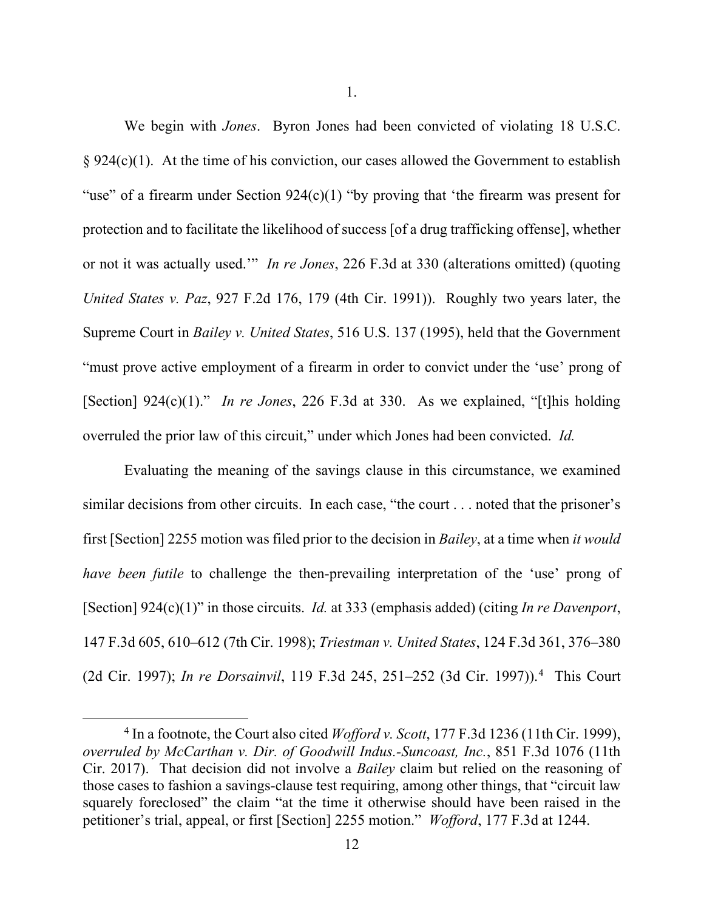1.

We begin with *Jones*. Byron Jones had been convicted of violating 18 U.S.C. § 924(c)(1). At the time of his conviction, our cases allowed the Government to establish "use" of a firearm under Section 924(c)(1) "by proving that 'the firearm was present for protection and to facilitate the likelihood of success [of a drug trafficking offense], whether or not it was actually used.'" *In re Jones*, 226 F.3d at 330 (alterations omitted) (quoting *United States v. Paz*, 927 F.2d 176, 179 (4th Cir. 1991)). Roughly two years later, the Supreme Court in *Bailey v. United States*, 516 U.S. 137 (1995), held that the Government "must prove active employment of a firearm in order to convict under the 'use' prong of [Section] 924(c)(1)." *In re Jones*, 226 F.3d at 330. As we explained, "[t]his holding overruled the prior law of this circuit," under which Jones had been convicted. *Id.*

Evaluating the meaning of the savings clause in this circumstance, we examined similar decisions from other circuits. In each case, "the court . . . noted that the prisoner's first [Section] 2255 motion was filed prior to the decision in *Bailey*, at a time when *it would have been futile* to challenge the then-prevailing interpretation of the 'use' prong of [Section] 924(c)(1)" in those circuits. *Id.* at 333 (emphasis added) (citing *In re Davenport*, 147 F.3d 605, 610–612 (7th Cir. 1998); *Triestman v. United States*, 124 F.3d 361, 376–380 (2d Cir. 1997); *In re Dorsainvil*, 119 F.3d 245, 251–252 (3d Cir. 1997)).[4] This Court

[4] In a footnote, the Court also cited *Wofford v. Scott*, 177 F.3d 1236 (11th Cir. 1999), *overruled by McCarthan v. Dir. of Goodwill Indus.-Suncoast, Inc.*, 851 F.3d 1076 (11th Cir. 2017). That decision did not involve a *Bailey* claim but relied on the reasoning of those cases to fashion a savings-clause test requiring, among other things, that "circuit law squarely foreclosed" the claim "at the time it otherwise should have been raised in the petitioner's trial, appeal, or first [Section] 2255 motion." *Wofford*, 177 F.3d at 1244.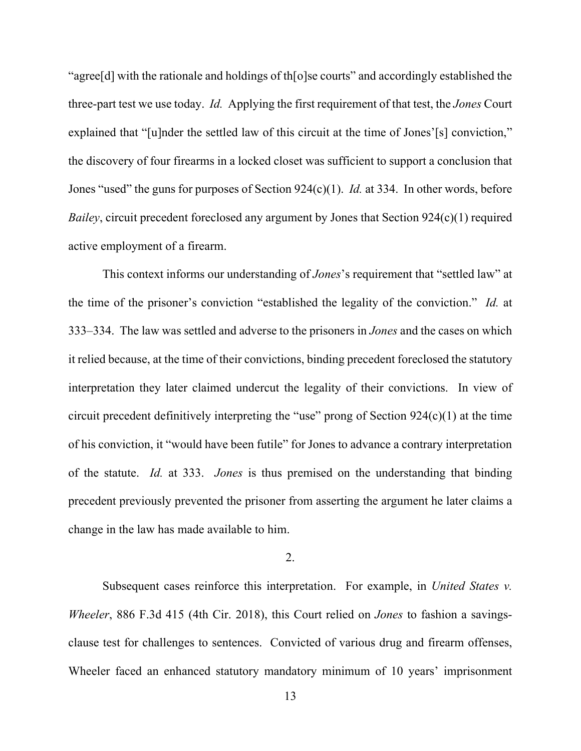"agree[d] with the rationale and holdings of th[o]se courts" and accordingly established the three-part test we use today. *Id.* Applying the first requirement of that test, the *Jones* Court explained that "[u]nder the settled law of this circuit at the time of Jones'[s] conviction," the discovery of four firearms in a locked closet was sufficient to support a conclusion that Jones "used" the guns for purposes of Section 924(c)(1). *Id.* at 334. In other words, before *Bailey*, circuit precedent foreclosed any argument by Jones that Section 924(c)(1) required active employment of a firearm.

This context informs our understanding of *Jones*'s requirement that "settled law" at the time of the prisoner's conviction "established the legality of the conviction." *Id.* at 333–334. The law was settled and adverse to the prisoners in *Jones* and the cases on which it relied because, at the time of their convictions, binding precedent foreclosed the statutory interpretation they later claimed undercut the legality of their convictions. In view of circuit precedent definitively interpreting the "use" prong of Section 924(c)(1) at the time of his conviction, it "would have been futile" for Jones to advance a contrary interpretation of the statute. *Id.* at 333. *Jones* is thus premised on the understanding that binding precedent previously prevented the prisoner from asserting the argument he later claims a change in the law has made available to him.

2.

Subsequent cases reinforce this interpretation. For example, in *United States v. Wheeler*, 886 F.3d 415 (4th Cir. 2018), this Court relied on *Jones* to fashion a savings-clause test for challenges to sentences. Convicted of various drug and firearm offenses, Wheeler faced an enhanced statutory mandatory minimum of 10 years' imprisonment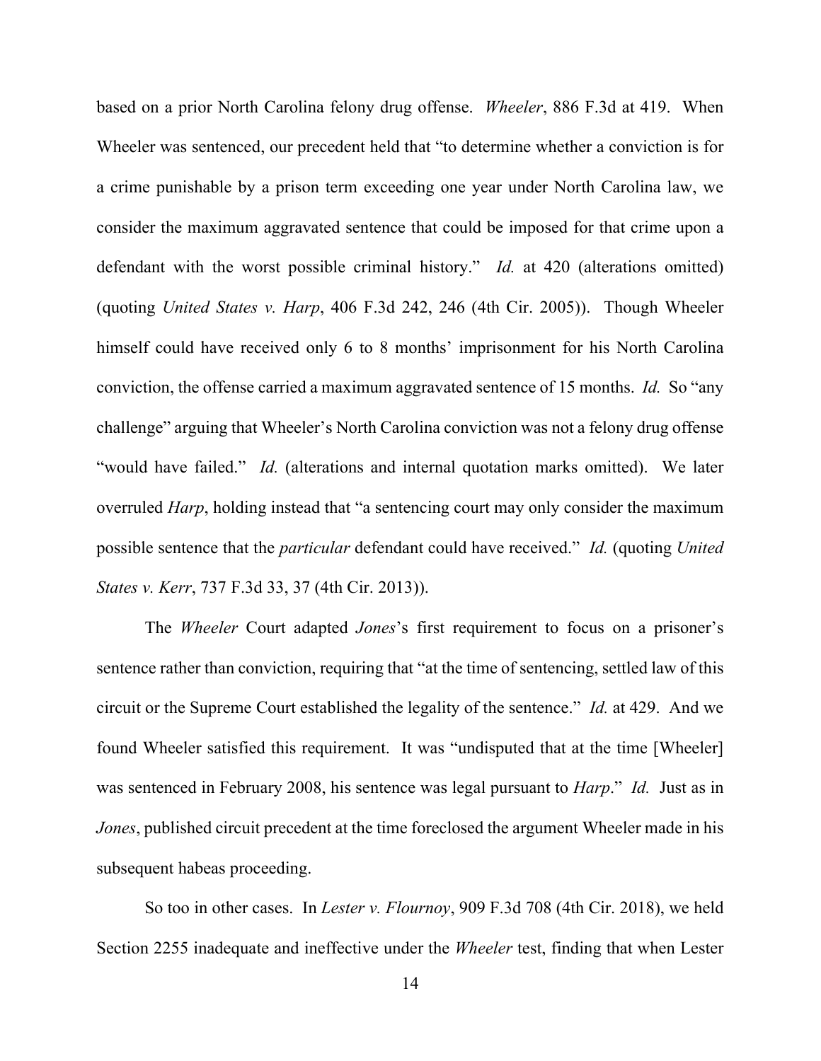based on a prior North Carolina felony drug offense. *Wheeler*, 886 F.3d at 419. When Wheeler was sentenced, our precedent held that "to determine whether a conviction is for a crime punishable by a prison term exceeding one year under North Carolina law, we consider the maximum aggravated sentence that could be imposed for that crime upon a defendant with the worst possible criminal history." *Id.* at 420 (alterations omitted) (quoting *United States v. Harp*, 406 F.3d 242, 246 (4th Cir. 2005)). Though Wheeler himself could have received only 6 to 8 months' imprisonment for his North Carolina conviction, the offense carried a maximum aggravated sentence of 15 months. *Id.* So "any challenge" arguing that Wheeler's North Carolina conviction was not a felony drug offense "would have failed." *Id.* (alterations and internal quotation marks omitted). We later overruled *Harp*, holding instead that "a sentencing court may only consider the maximum possible sentence that the *particular* defendant could have received." *Id.* (quoting *United States v. Kerr*, 737 F.3d 33, 37 (4th Cir. 2013)).

The *Wheeler* Court adapted *Jones*'s first requirement to focus on a prisoner's sentence rather than conviction, requiring that "at the time of sentencing, settled law of this circuit or the Supreme Court established the legality of the sentence." *Id.* at 429. And we found Wheeler satisfied this requirement. It was "undisputed that at the time [Wheeler] was sentenced in February 2008, his sentence was legal pursuant to *Harp*." *Id.* Just as in *Jones*, published circuit precedent at the time foreclosed the argument Wheeler made in his subsequent habeas proceeding.

So too in other cases. In *Lester v. Flournoy*, 909 F.3d 708 (4th Cir. 2018), we held Section 2255 inadequate and ineffective under the *Wheeler* test, finding that when Lester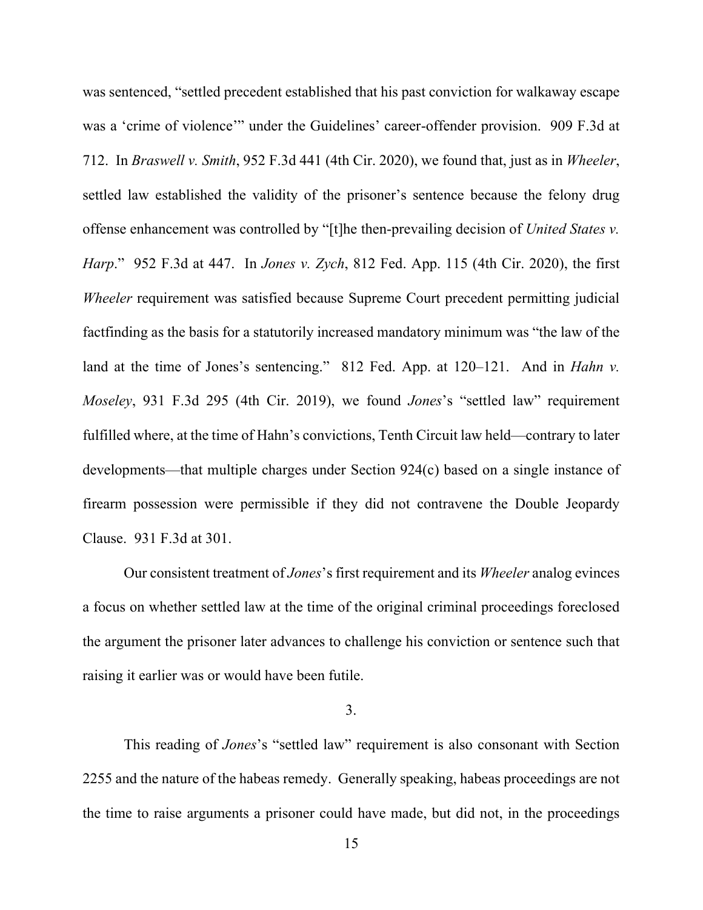was sentenced, "settled precedent established that his past conviction for walkaway escape was a 'crime of violence'" under the Guidelines' career-offender provision. 909 F.3d at 712. In *Braswell v. Smith*, 952 F.3d 441 (4th Cir. 2020), we found that, just as in *Wheeler*, settled law established the validity of the prisoner's sentence because the felony drug offense enhancement was controlled by "[t]he then-prevailing decision of *United States v. Harp*." 952 F.3d at 447. In *Jones v. Zych*, 812 Fed. App. 115 (4th Cir. 2020), the first *Wheeler* requirement was satisfied because Supreme Court precedent permitting judicial factfinding as the basis for a statutorily increased mandatory minimum was "the law of the land at the time of Jones's sentencing." 812 Fed. App. at 120–121. And in *Hahn v. Moseley*, 931 F.3d 295 (4th Cir. 2019), we found *Jones*'s "settled law" requirement fulfilled where, at the time of Hahn's convictions, Tenth Circuit law held—contrary to later developments—that multiple charges under Section 924(c) based on a single instance of firearm possession were permissible if they did not contravene the Double Jeopardy Clause. 931 F.3d at 301.

Our consistent treatment of *Jones*'s first requirement and its *Wheeler* analog evinces a focus on whether settled law at the time of the original criminal proceedings foreclosed the argument the prisoner later advances to challenge his conviction or sentence such that raising it earlier was or would have been futile.

3.

This reading of *Jones*'s "settled law" requirement is also consonant with Section 2255 and the nature of the habeas remedy. Generally speaking, habeas proceedings are not the time to raise arguments a prisoner could have made, but did not, in the proceedings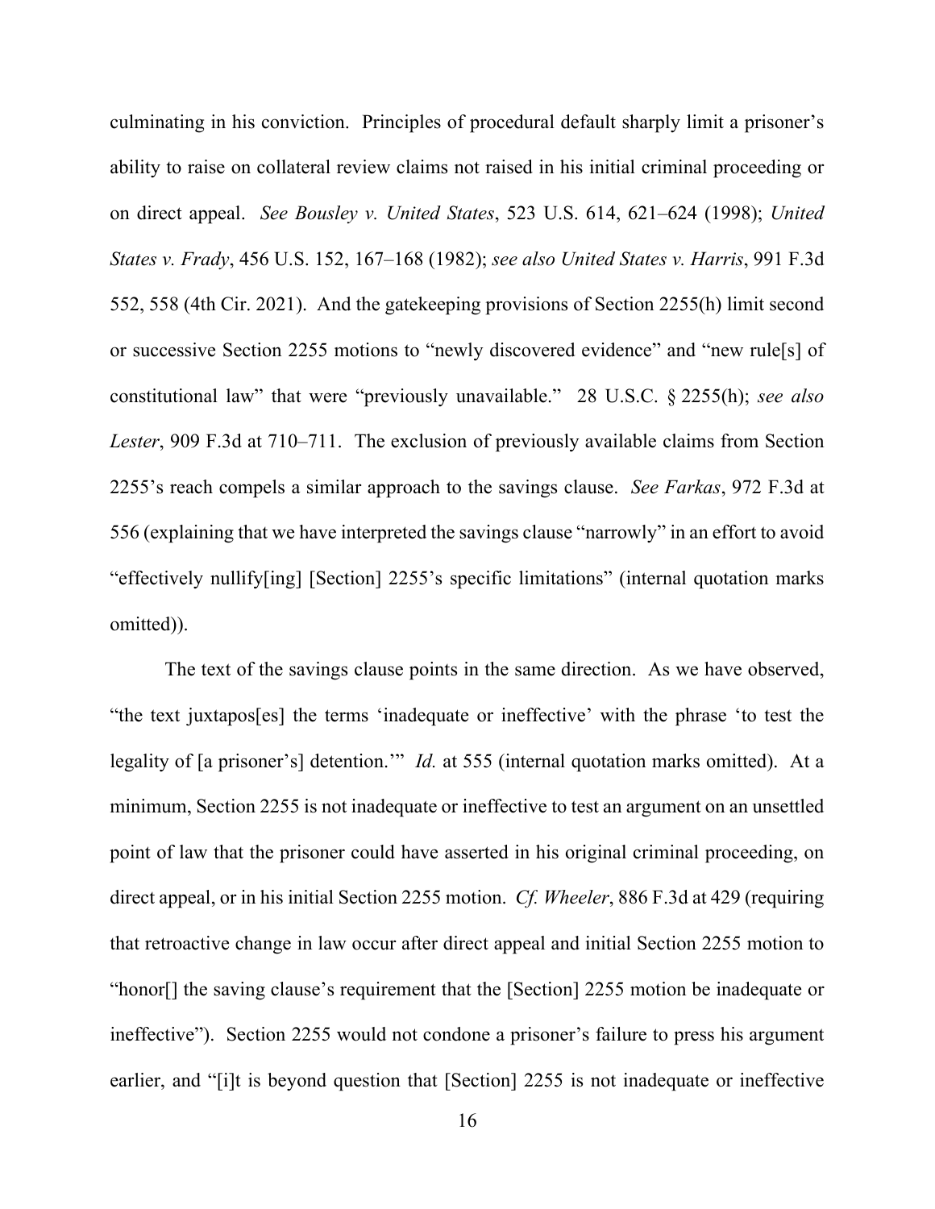culminating in his conviction. Principles of procedural default sharply limit a prisoner's ability to raise on collateral review claims not raised in his initial criminal proceeding or on direct appeal. *See Bousley v. United States*, 523 U.S. 614, 621–624 (1998); *United States v. Frady*, 456 U.S. 152, 167–168 (1982); *see also United States v. Harris*, 991 F.3d 552, 558 (4th Cir. 2021). And the gatekeeping provisions of Section 2255(h) limit second or successive Section 2255 motions to "newly discovered evidence" and "new rule[s] of constitutional law" that were "previously unavailable." 28 U.S.C. § 2255(h); *see also Lester*, 909 F.3d at 710–711. The exclusion of previously available claims from Section 2255's reach compels a similar approach to the savings clause. *See Farkas*, 972 F.3d at 556 (explaining that we have interpreted the savings clause "narrowly" in an effort to avoid "effectively nullify[ing] [Section] 2255's specific limitations" (internal quotation marks omitted)).

The text of the savings clause points in the same direction. As we have observed, "the text juxtapos[es] the terms 'inadequate or ineffective' with the phrase 'to test the legality of [a prisoner's] detention.'" *Id.* at 555 (internal quotation marks omitted). At a minimum, Section 2255 is not inadequate or ineffective to test an argument on an unsettled point of law that the prisoner could have asserted in his original criminal proceeding, on direct appeal, or in his initial Section 2255 motion. *Cf. Wheeler*, 886 F.3d at 429 (requiring that retroactive change in law occur after direct appeal and initial Section 2255 motion to "honor[] the saving clause's requirement that the [Section] 2255 motion be inadequate or ineffective"). Section 2255 would not condone a prisoner's failure to press his argument earlier, and "[i]t is beyond question that [Section] 2255 is not inadequate or ineffective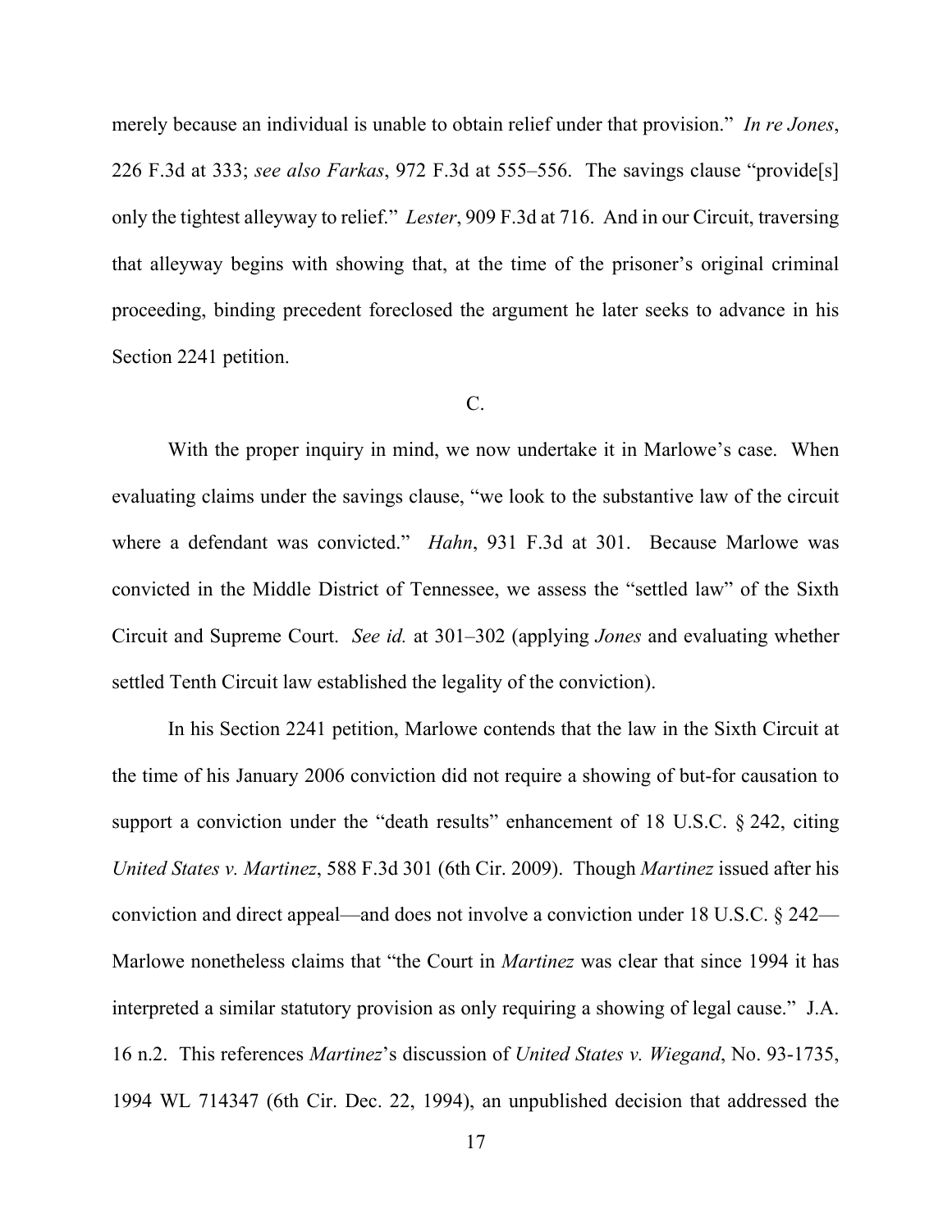merely because an individual is unable to obtain relief under that provision." *In re Jones*, 226 F.3d at 333; *see also Farkas*, 972 F.3d at 555–556. The savings clause "provide[s] only the tightest alleyway to relief." *Lester*, 909 F.3d at 716. And in our Circuit, traversing that alleyway begins with showing that, at the time of the prisoner's original criminal proceeding, binding precedent foreclosed the argument he later seeks to advance in his Section 2241 petition.

C.

With the proper inquiry in mind, we now undertake it in Marlowe's case. When evaluating claims under the savings clause, "we look to the substantive law of the circuit where a defendant was convicted." *Hahn*, 931 F.3d at 301. Because Marlowe was convicted in the Middle District of Tennessee, we assess the "settled law" of the Sixth Circuit and Supreme Court. *See id.* at 301–302 (applying *Jones* and evaluating whether settled Tenth Circuit law established the legality of the conviction).

In his Section 2241 petition, Marlowe contends that the law in the Sixth Circuit at the time of his January 2006 conviction did not require a showing of but-for causation to support a conviction under the "death results" enhancement of 18 U.S.C. § 242, citing *United States v. Martinez*, 588 F.3d 301 (6th Cir. 2009). Though *Martinez* issued after his conviction and direct appeal—and does not involve a conviction under 18 U.S.C. § 242—Marlowe nonetheless claims that "the Court in *Martinez* was clear that since 1994 it has interpreted a similar statutory provision as only requiring a showing of legal cause." J.A. 16 n.2. This references *Martinez*'s discussion of *United States v. Wiegand*, No. 93-1735, 1994 WL 714347 (6th Cir. Dec. 22, 1994), an unpublished decision that addressed the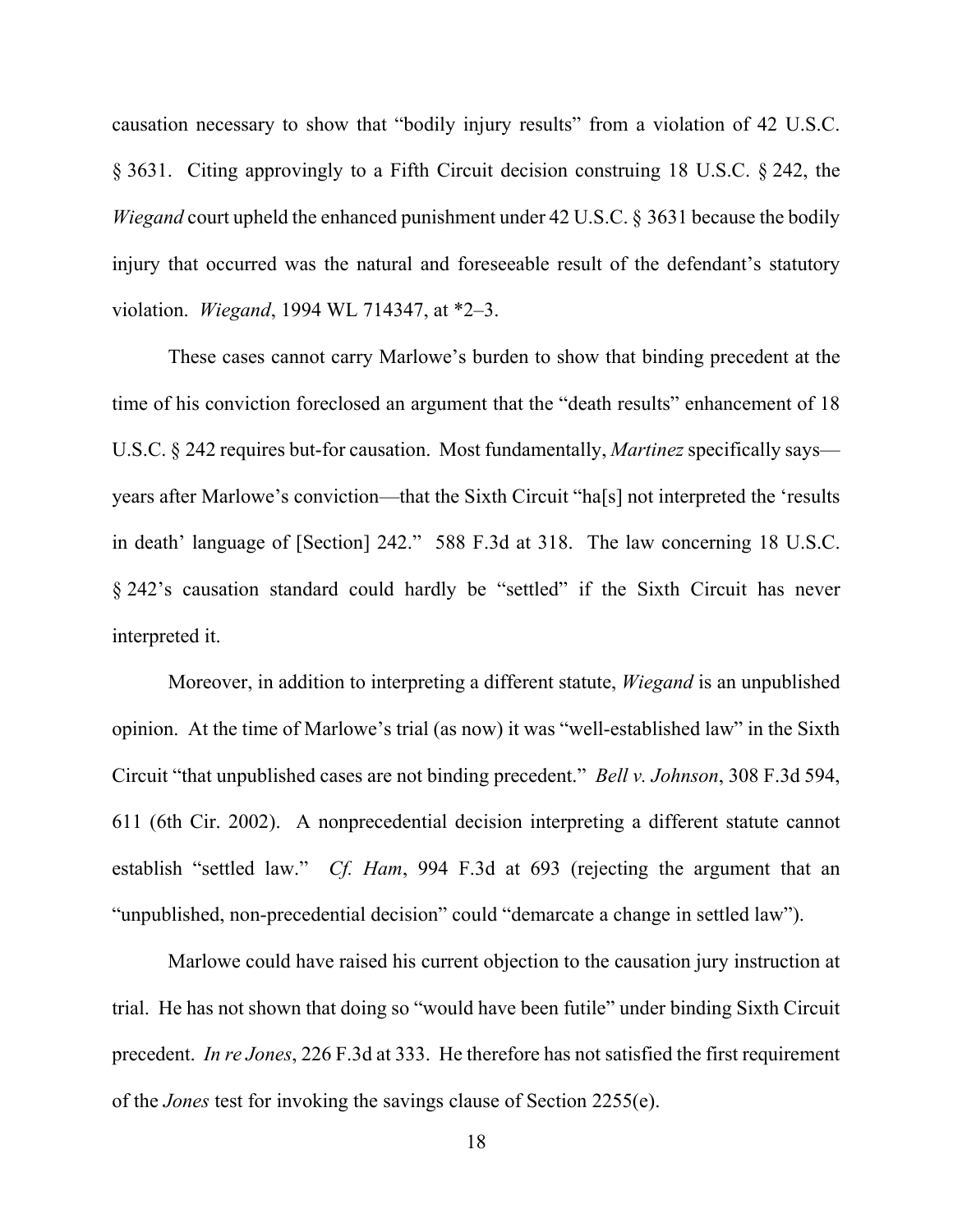causation necessary to show that "bodily injury results" from a violation of 42 U.S.C. § 3631. Citing approvingly to a Fifth Circuit decision construing 18 U.S.C. § 242, the *Wiegand* court upheld the enhanced punishment under 42 U.S.C. § 3631 because the bodily injury that occurred was the natural and foreseeable result of the defendant's statutory violation. *Wiegand*, 1994 WL 714347, at *2–3.

These cases cannot carry Marlowe's burden to show that binding precedent at the time of his conviction foreclosed an argument that the "death results" enhancement of 18 U.S.C. § 242 requires but-for causation. Most fundamentally, *Martinez* specifically says—years after Marlowe's conviction—that the Sixth Circuit "ha[s] not interpreted the 'results in death' language of [Section] 242." 588 F.3d at 318. The law concerning 18 U.S.C. § 242's causation standard could hardly be "settled" if the Sixth Circuit has never interpreted it.

Moreover, in addition to interpreting a different statute, *Wiegand* is an unpublished opinion. At the time of Marlowe's trial (as now) it was "well-established law" in the Sixth Circuit "that unpublished cases are not binding precedent." *Bell v. Johnson*, 308 F.3d 594, 611 (6th Cir. 2002). A nonprecedential decision interpreting a different statute cannot establish "settled law." *Cf. Ham*, 994 F.3d at 693 (rejecting the argument that an "unpublished, non-precedential decision" could "demarcate a change in settled law").

Marlowe could have raised his current objection to the causation jury instruction at trial. He has not shown that doing so "would have been futile" under binding Sixth Circuit precedent. *In re Jones*, 226 F.3d at 333. He therefore has not satisfied the first requirement of the *Jones* test for invoking the savings clause of Section 2255(e).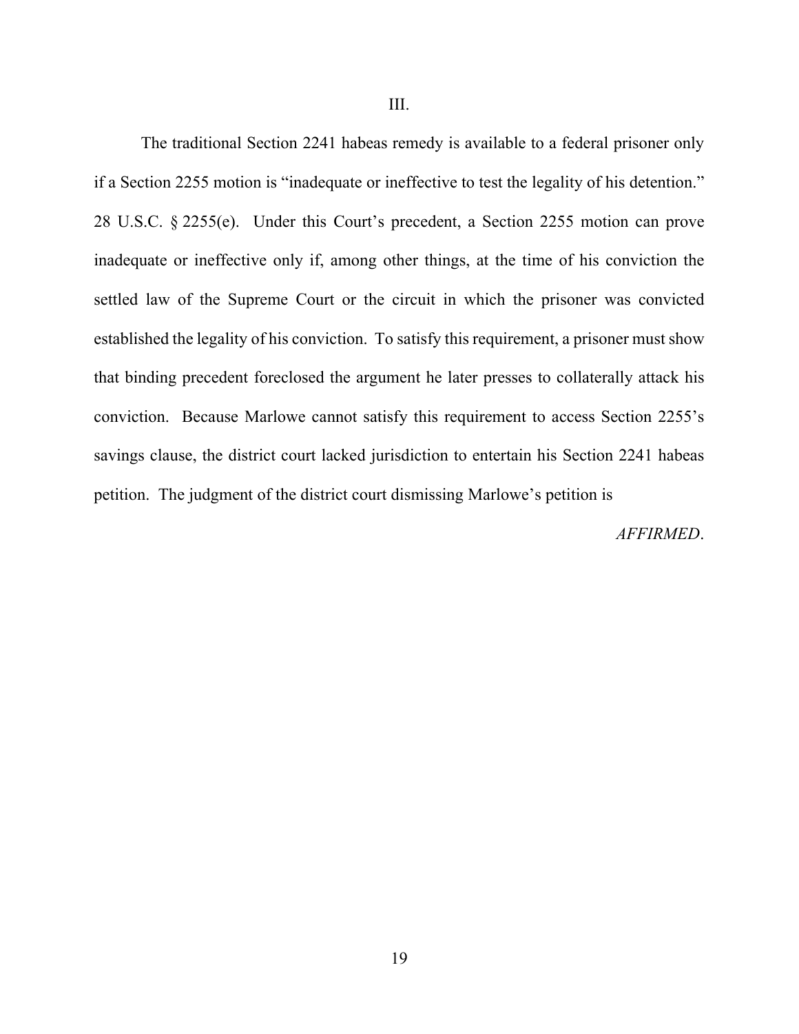## III.

The traditional Section 2241 habeas remedy is available to a federal prisoner only if a Section 2255 motion is "inadequate or ineffective to test the legality of his detention." 28 U.S.C. § 2255(e). Under this Court's precedent, a Section 2255 motion can prove inadequate or ineffective only if, among other things, at the time of his conviction the settled law of the Supreme Court or the circuit in which the prisoner was convicted established the legality of his conviction. To satisfy this requirement, a prisoner must show that binding precedent foreclosed the argument he later presses to collaterally attack his conviction. Because Marlowe cannot satisfy this requirement to access Section 2255's savings clause, the district court lacked jurisdiction to entertain his Section 2241 habeas petition. The judgment of the district court dismissing Marlowe's petition is

*AFFIRMED*.